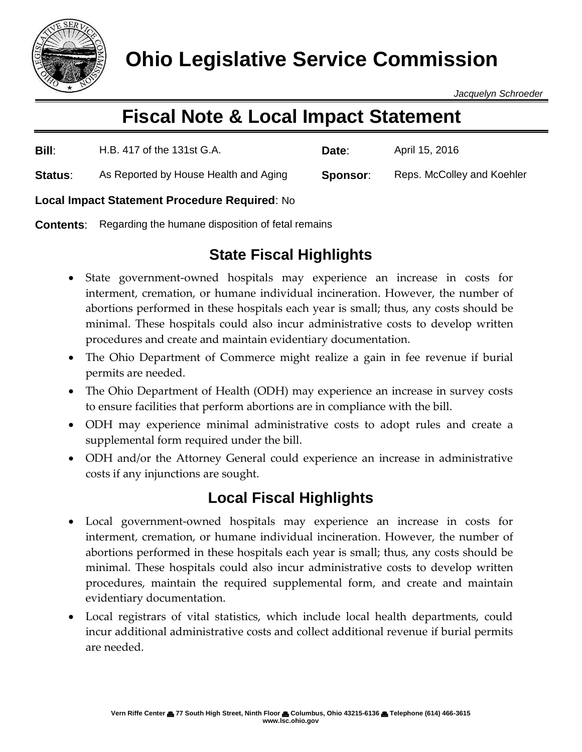# Ohio Legislative Service Commission

*Jacquelyn Schroeder*

## Fiscal Note & Local Impact Statement

**Bill**: H.B. 417 of the 131st G.A. **Date**: April 15, 2016

**Status**: As Reported by House Health and Aging **Sponsor**: Reps. McColley and Koehler

**Local Impact Statement Procedure Required**: No

**Contents**: Regarding the humane disposition of fetal remains

### State Fiscal Highlights

- State government-owned hospitals may experience an increase in costs for interment, cremation, or humane individual incineration. However, the number of abortions performed in these hospitals each year is small; thus, any costs should be minimal. These hospitals could also incur administrative costs to develop written procedures and create and maintain evidentiary documentation.
- The Ohio Department of Commerce might realize a gain in fee revenue if burial permits are needed.
- The Ohio Department of Health (ODH) may experience an increase in survey costs to ensure facilities that perform abortions are in compliance with the bill.
- ODH may experience minimal administrative costs to adopt rules and create a supplemental form required under the bill.
- ODH and/or the Attorney General could experience an increase in administrative costs if any injunctions are sought.

### Local Fiscal Highlights

- Local government-owned hospitals may experience an increase in costs for interment, cremation, or humane individual incineration. However, the number of abortions performed in these hospitals each year is small; thus, any costs should be minimal. These hospitals could also incur administrative costs to develop written procedures, maintain the required supplemental form, and create and maintain evidentiary documentation.
- Local registrars of vital statistics, which include local health departments, could incur additional administrative costs and collect additional revenue if burial permits are needed.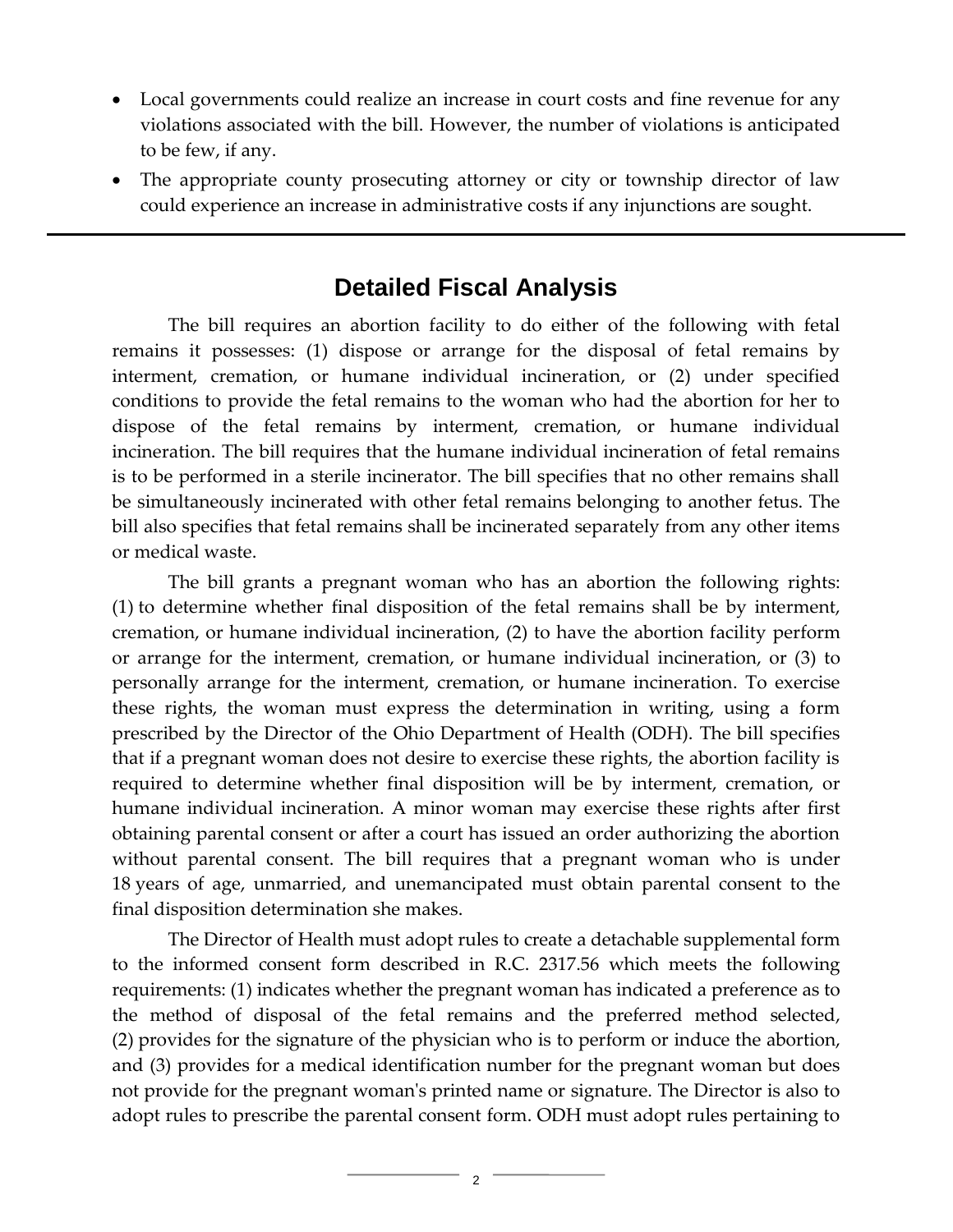- Local governments could realize an increase in court costs and fine revenue for any violations associated with the bill. However, the number of violations is anticipated to be few, if any.
- The appropriate county prosecuting attorney or city or township director of law could experience an increase in administrative costs if any injunctions are sought.

---

## Detailed Fiscal Analysis

The bill requires an abortion facility to do either of the following with fetal remains it possesses: (1) dispose or arrange for the disposal of fetal remains by interment, cremation, or humane individual incineration, or (2) under specified conditions to provide the fetal remains to the woman who had the abortion for her to dispose of the fetal remains by interment, cremation, or humane individual incineration. The bill requires that the humane individual incineration of fetal remains is to be performed in a sterile incinerator. The bill specifies that no other remains shall be simultaneously incinerated with other fetal remains belonging to another fetus. The bill also specifies that fetal remains shall be incinerated separately from any other items or medical waste.

The bill grants a pregnant woman who has an abortion the following rights: (1) to determine whether final disposition of the fetal remains shall be by interment, cremation, or humane individual incineration, (2) to have the abortion facility perform or arrange for the interment, cremation, or humane individual incineration, or (3) to personally arrange for the interment, cremation, or humane incineration. To exercise these rights, the woman must express the determination in writing, using a form prescribed by the Director of the Ohio Department of Health (ODH). The bill specifies that if a pregnant woman does not desire to exercise these rights, the abortion facility is required to determine whether final disposition will be by interment, cremation, or humane individual incineration. A minor woman may exercise these rights after first obtaining parental consent or after a court has issued an order authorizing the abortion without parental consent. The bill requires that a pregnant woman who is under 18 years of age, unmarried, and unemancipated must obtain parental consent to the final disposition determination she makes.

The Director of Health must adopt rules to create a detachable supplemental form to the informed consent form described in R.C. 2317.56 which meets the following requirements: (1) indicates whether the pregnant woman has indicated a preference as to the method of disposal of the fetal remains and the preferred method selected, (2) provides for the signature of the physician who is to perform or induce the abortion, and (3) provides for a medical identification number for the pregnant woman but does not provide for the pregnant woman's printed name or signature. The Director is also to adopt rules to prescribe the parental consent form. ODH must adopt rules pertaining to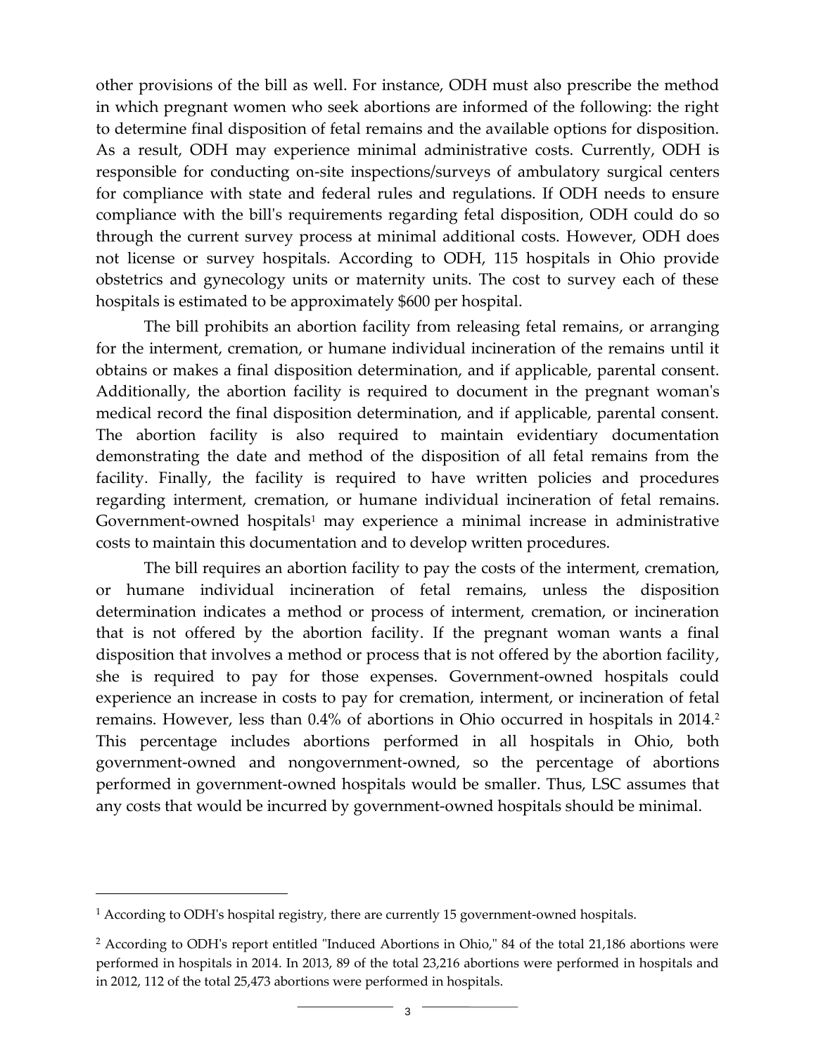other provisions of the bill as well. For instance, ODH must also prescribe the method in which pregnant women who seek abortions are informed of the following: the right to determine final disposition of fetal remains and the available options for disposition. As a result, ODH may experience minimal administrative costs. Currently, ODH is responsible for conducting on-site inspections/surveys of ambulatory surgical centers for compliance with state and federal rules and regulations. If ODH needs to ensure compliance with the bill's requirements regarding fetal disposition, ODH could do so through the current survey process at minimal additional costs. However, ODH does not license or survey hospitals. According to ODH, 115 hospitals in Ohio provide obstetrics and gynecology units or maternity units. The cost to survey each of these hospitals is estimated to be approximately $600 per hospital.

The bill prohibits an abortion facility from releasing fetal remains, or arranging for the interment, cremation, or humane individual incineration of the remains until it obtains or makes a final disposition determination, and if applicable, parental consent. Additionally, the abortion facility is required to document in the pregnant woman's medical record the final disposition determination, and if applicable, parental consent. The abortion facility is also required to maintain evidentiary documentation demonstrating the date and method of the disposition of all fetal remains from the facility. Finally, the facility is required to have written policies and procedures regarding interment, cremation, or humane individual incineration of fetal remains. Government-owned hospitals[1] may experience a minimal increase in administrative costs to maintain this documentation and to develop written procedures.

The bill requires an abortion facility to pay the costs of the interment, cremation, or humane individual incineration of fetal remains, unless the disposition determination indicates a method or process of interment, cremation, or incineration that is not offered by the abortion facility. If the pregnant woman wants a final disposition that involves a method or process that is not offered by the abortion facility, she is required to pay for those expenses. Government-owned hospitals could experience an increase in costs to pay for cremation, interment, or incineration of fetal remains. However, less than 0.4% of abortions in Ohio occurred in hospitals in 2014.[2] This percentage includes abortions performed in all hospitals in Ohio, both government-owned and nongovernment-owned, so the percentage of abortions performed in government-owned hospitals would be smaller. Thus, LSC assumes that any costs that would be incurred by government-owned hospitals should be minimal.

---

[1] According to ODH's hospital registry, there are currently 15 government-owned hospitals.

[2] According to ODH's report entitled "Induced Abortions in Ohio," 84 of the total 21,186 abortions were performed in hospitals in 2014. In 2013, 89 of the total 23,216 abortions were performed in hospitals and in 2012, 112 of the total 25,473 abortions were performed in hospitals.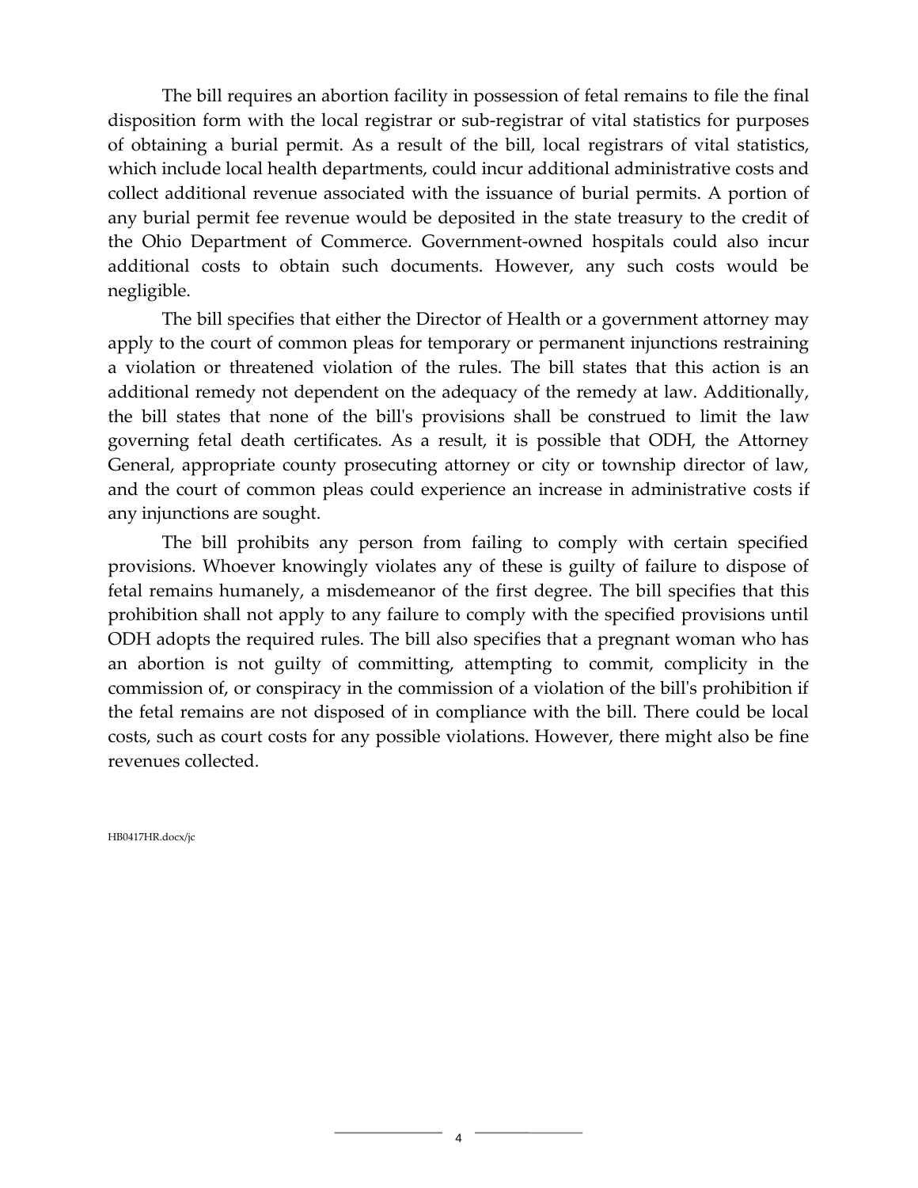The bill requires an abortion facility in possession of fetal remains to file the final disposition form with the local registrar or sub-registrar of vital statistics for purposes of obtaining a burial permit. As a result of the bill, local registrars of vital statistics, which include local health departments, could incur additional administrative costs and collect additional revenue associated with the issuance of burial permits. A portion of any burial permit fee revenue would be deposited in the state treasury to the credit of the Ohio Department of Commerce. Government-owned hospitals could also incur additional costs to obtain such documents. However, any such costs would be negligible.

The bill specifies that either the Director of Health or a government attorney may apply to the court of common pleas for temporary or permanent injunctions restraining a violation or threatened violation of the rules. The bill states that this action is an additional remedy not dependent on the adequacy of the remedy at law. Additionally, the bill states that none of the bill's provisions shall be construed to limit the law governing fetal death certificates. As a result, it is possible that ODH, the Attorney General, appropriate county prosecuting attorney or city or township director of law, and the court of common pleas could experience an increase in administrative costs if any injunctions are sought.

The bill prohibits any person from failing to comply with certain specified provisions. Whoever knowingly violates any of these is guilty of failure to dispose of fetal remains humanely, a misdemeanor of the first degree. The bill specifies that this prohibition shall not apply to any failure to comply with the specified provisions until ODH adopts the required rules. The bill also specifies that a pregnant woman who has an abortion is not guilty of committing, attempting to commit, complicity in the commission of, or conspiracy in the commission of a violation of the bill's prohibition if the fetal remains are not disposed of in compliance with the bill. There could be local costs, such as court costs for any possible violations. However, there might also be fine revenues collected.

HB0417HR.docx/jc